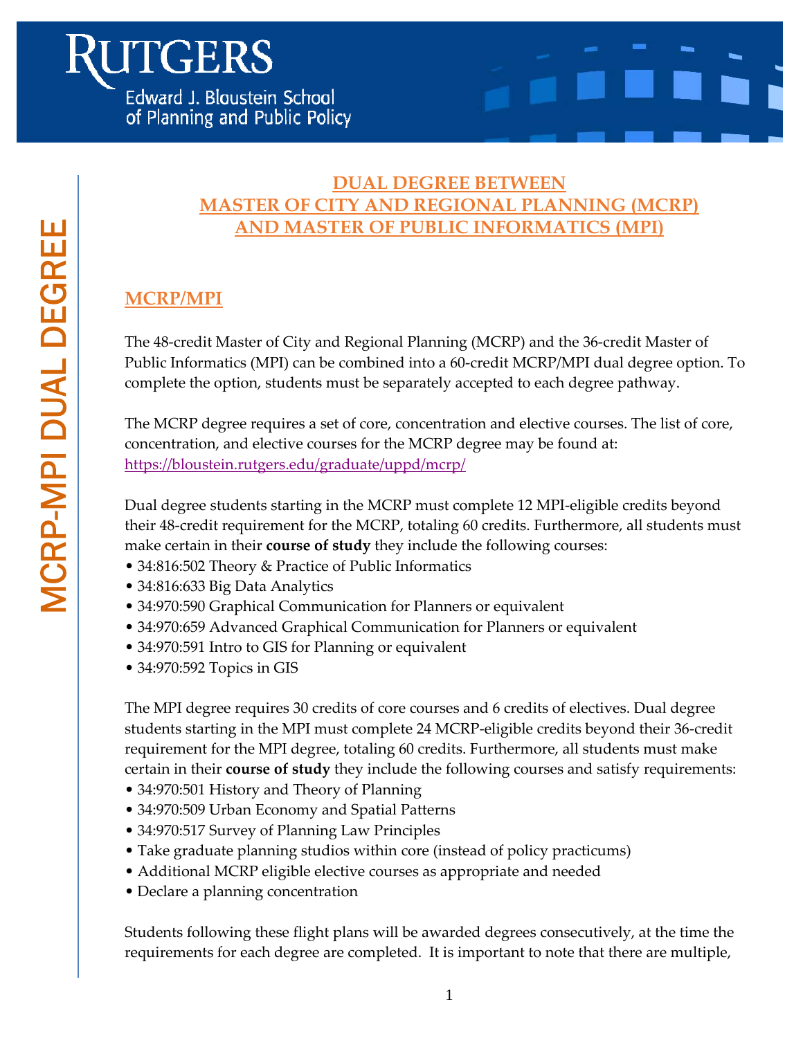Rutgers Edward J. Bloustein School of Planning and Public Policy

MCRP-MPI DUAL DEGREE

# DUAL DEGREE BETWEEN MASTER OF CITY AND REGIONAL PLANNING (MCRP) AND MASTER OF PUBLIC INFORMATICS (MPI)

## MCRP/MPI

The 48-credit Master of City and Regional Planning (MCRP) and the 36-credit Master of Public Informatics (MPI) can be combined into a 60-credit MCRP/MPI dual degree option. To complete the option, students must be separately accepted to each degree pathway.

The MCRP degree requires a set of core, concentration and elective courses. The list of core, concentration, and elective courses for the MCRP degree may be found at: https://bloustein.rutgers.edu/graduate/uppd/mcrp/

Dual degree students starting in the MCRP must complete 12 MPI-eligible credits beyond their 48-credit requirement for the MCRP, totaling 60 credits. Furthermore, all students must make certain in their **course of study** they include the following courses:

- 34:816:502 Theory & Practice of Public Informatics
- 34:816:633 Big Data Analytics
- 34:970:590 Graphical Communication for Planners or equivalent
- 34:970:659 Advanced Graphical Communication for Planners or equivalent
- 34:970:591 Intro to GIS for Planning or equivalent
- 34:970:592 Topics in GIS

The MPI degree requires 30 credits of core courses and 6 credits of electives. Dual degree students starting in the MPI must complete 24 MCRP-eligible credits beyond their 36-credit requirement for the MPI degree, totaling 60 credits. Furthermore, all students must make certain in their **course of study** they include the following courses and satisfy requirements:

- 34:970:501 History and Theory of Planning
- 34:970:509 Urban Economy and Spatial Patterns
- 34:970:517 Survey of Planning Law Principles
- Take graduate planning studios within core (instead of policy practicums)
- Additional MCRP eligible elective courses as appropriate and needed
- Declare a planning concentration

Students following these flight plans will be awarded degrees consecutively, at the time the requirements for each degree are completed. It is important to note that there are multiple,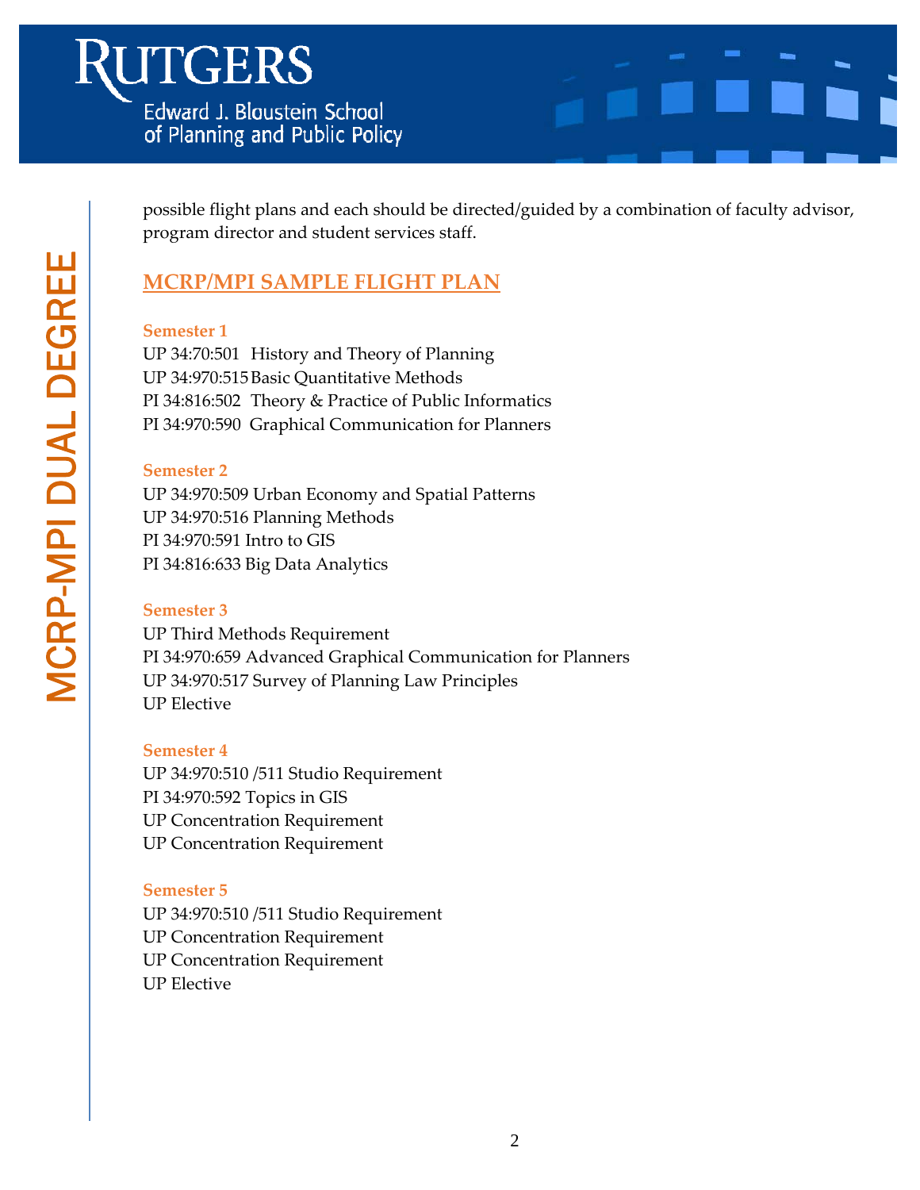possible flight plans and each should be directed/guided by a combination of faculty advisor, program director and student services staff.

## MCRP/MPI SAMPLE FLIGHT PLAN

**Semester 1**

UP 34:70:501 History and Theory of Planning
UP 34:970:515 Basic Quantitative Methods
PI 34:816:502 Theory & Practice of Public Informatics
PI 34:970:590 Graphical Communication for Planners

**Semester 2**

UP 34:970:509 Urban Economy and Spatial Patterns
UP 34:970:516 Planning Methods
PI 34:970:591 Intro to GIS
PI 34:816:633 Big Data Analytics

**Semester 3**

UP Third Methods Requirement
PI 34:970:659 Advanced Graphical Communication for Planners
UP 34:970:517 Survey of Planning Law Principles
UP Elective

**Semester 4**

UP 34:970:510 /511 Studio Requirement
PI 34:970:592 Topics in GIS
UP Concentration Requirement
UP Concentration Requirement

**Semester 5**

UP 34:970:510 /511 Studio Requirement
UP Concentration Requirement
UP Concentration Requirement
UP Elective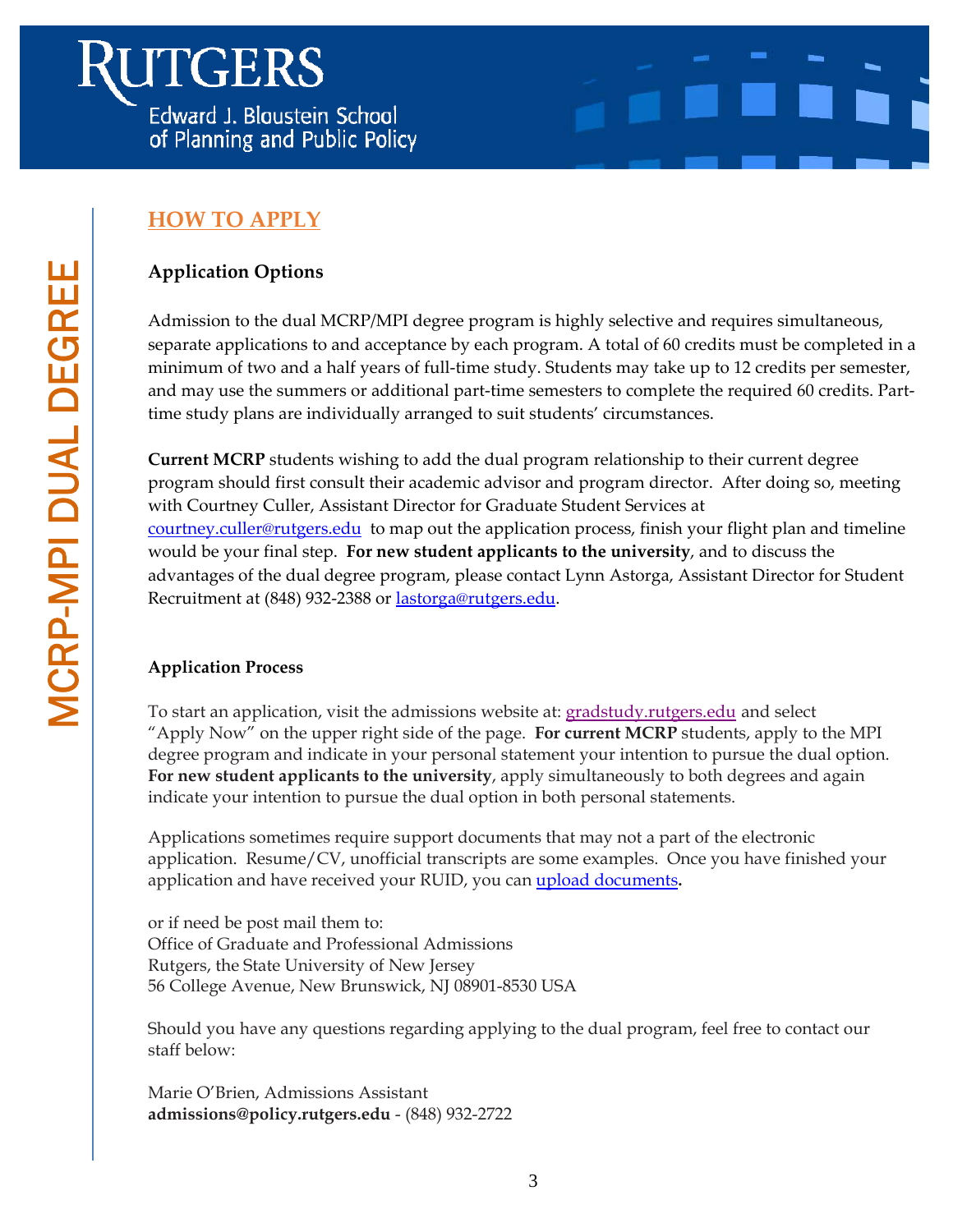# HOW TO APPLY

## Application Options

Admission to the dual MCRP/MPI degree program is highly selective and requires simultaneous, separate applications to and acceptance by each program. A total of 60 credits must be completed in a minimum of two and a half years of full-time study. Students may take up to 12 credits per semester, and may use the summers or additional part-time semesters to complete the required 60 credits. Part-time study plans are individually arranged to suit students' circumstances.

**Current MCRP** students wishing to add the dual program relationship to their current degree program should first consult their academic advisor and program director. After doing so, meeting with Courtney Culler, Assistant Director for Graduate Student Services at courtney.culler@rutgers.edu to map out the application process, finish your flight plan and timeline would be your final step. **For new student applicants to the university**, and to discuss the advantages of the dual degree program, please contact Lynn Astorga, Assistant Director for Student Recruitment at (848) 932-2388 or lastorga@rutgers.edu.

## Application Process

To start an application, visit the admissions website at: gradstudy.rutgers.edu and select "Apply Now" on the upper right side of the page. **For current MCRP** students, apply to the MPI degree program and indicate in your personal statement your intention to pursue the dual option. **For new student applicants to the university**, apply simultaneously to both degrees and again indicate your intention to pursue the dual option in both personal statements.

Applications sometimes require support documents that may not a part of the electronic application. Resume/CV, unofficial transcripts are some examples. Once you have finished your application and have received your RUID, you can upload documents**.**

or if need be post mail them to:
Office of Graduate and Professional Admissions
Rutgers, the State University of New Jersey
56 College Avenue, New Brunswick, NJ 08901-8530 USA

Should you have any questions regarding applying to the dual program, feel free to contact our staff below:

Marie O'Brien, Admissions Assistant
**admissions@policy.rutgers.edu** - (848) 932-2722